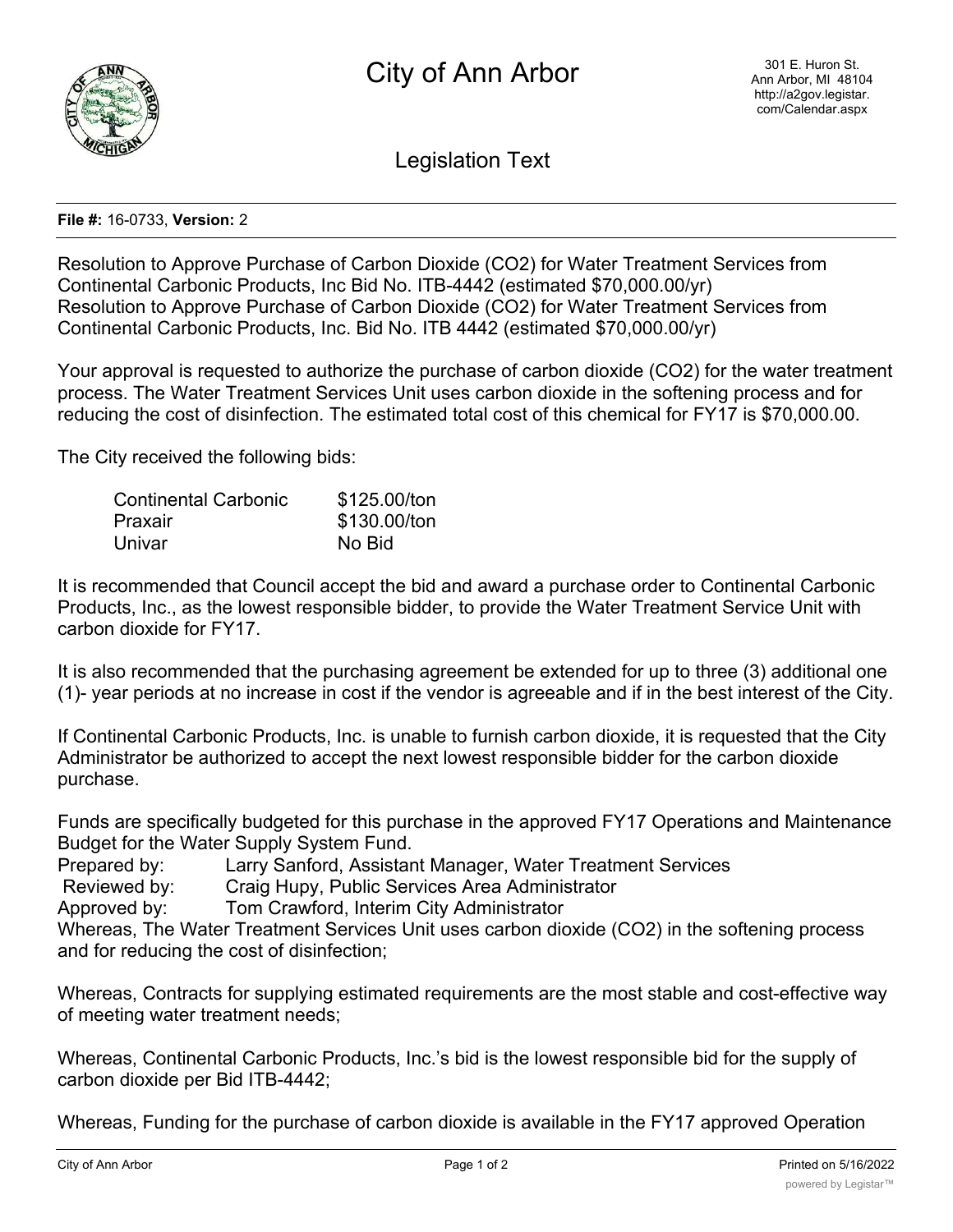# City of Ann Arbor

301 E. Huron St.
Ann Arbor, MI 48104
http://a2gov.legistar.com/Calendar.aspx

## Legislation Text

**File #:** 16-0733, **Version:** 2

Resolution to Approve Purchase of Carbon Dioxide ($CO_2$) for Water Treatment Services from Continental Carbonic Products, Inc Bid No. ITB-4442 (estimated $70,000.00/yr)
Resolution to Approve Purchase of Carbon Dioxide ($CO_2$) for Water Treatment Services from Continental Carbonic Products, Inc. Bid No. ITB 4442 (estimated $70,000.00/yr)

Your approval is requested to authorize the purchase of carbon dioxide ($CO_2$) for the water treatment process. The Water Treatment Services Unit uses carbon dioxide in the softening process and for reducing the cost of disinfection. The estimated total cost of this chemical for FY17 is $70,000.00.

The City received the following bids:

| | |
|---|---|
| Continental Carbonic | $125.00/ton |
| Praxair | $130.00/ton |
| Univar | No Bid |

It is recommended that Council accept the bid and award a purchase order to Continental Carbonic Products, Inc., as the lowest responsible bidder, to provide the Water Treatment Service Unit with carbon dioxide for FY17.

It is also recommended that the purchasing agreement be extended for up to three (3) additional one (1)- year periods at no increase in cost if the vendor is agreeable and if in the best interest of the City.

If Continental Carbonic Products, Inc. is unable to furnish carbon dioxide, it is requested that the City Administrator be authorized to accept the next lowest responsible bidder for the carbon dioxide purchase.

Funds are specifically budgeted for this purchase in the approved FY17 Operations and Maintenance Budget for the Water Supply System Fund.

Prepared by: Larry Sanford, Assistant Manager, Water Treatment Services
Reviewed by: Craig Hupy, Public Services Area Administrator
Approved by: Tom Crawford, Interim City Administrator

Whereas, The Water Treatment Services Unit uses carbon dioxide ($CO_2$) in the softening process and for reducing the cost of disinfection;

Whereas, Contracts for supplying estimated requirements are the most stable and cost-effective way of meeting water treatment needs;

Whereas, Continental Carbonic Products, Inc.'s bid is the lowest responsible bid for the supply of carbon dioxide per Bid ITB-4442;

Whereas, Funding for the purchase of carbon dioxide is available in the FY17 approved Operation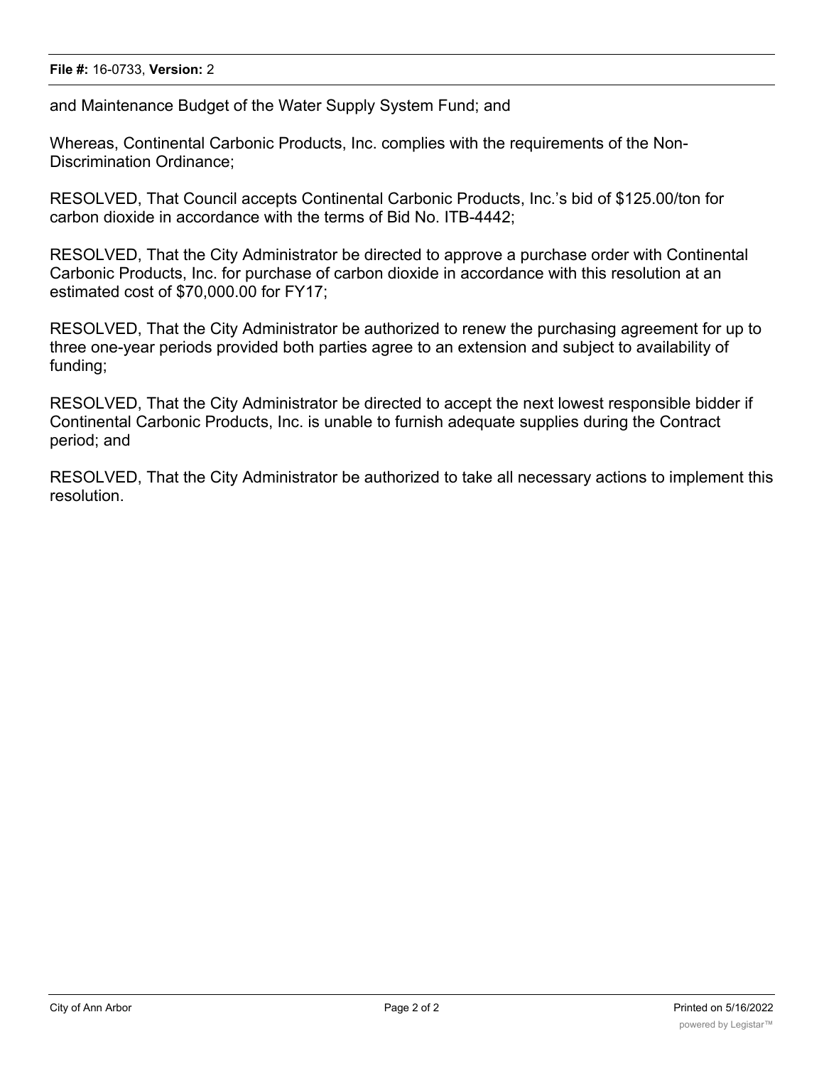and Maintenance Budget of the Water Supply System Fund; and

Whereas, Continental Carbonic Products, Inc. complies with the requirements of the Non-Discrimination Ordinance;

RESOLVED, That Council accepts Continental Carbonic Products, Inc.'s bid of $125.00/ton for carbon dioxide in accordance with the terms of Bid No. ITB-4442;

RESOLVED, That the City Administrator be directed to approve a purchase order with Continental Carbonic Products, Inc. for purchase of carbon dioxide in accordance with this resolution at an estimated cost of $70,000.00 for FY17;

RESOLVED, That the City Administrator be authorized to renew the purchasing agreement for up to three one-year periods provided both parties agree to an extension and subject to availability of funding;

RESOLVED, That the City Administrator be directed to accept the next lowest responsible bidder if Continental Carbonic Products, Inc. is unable to furnish adequate supplies during the Contract period; and

RESOLVED, That the City Administrator be authorized to take all necessary actions to implement this resolution.